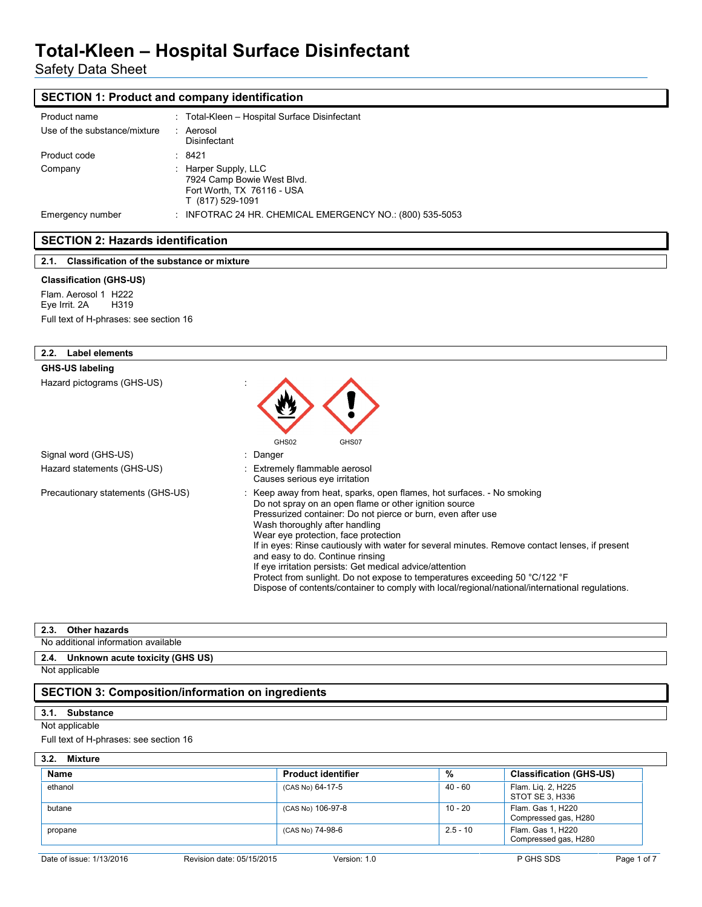# Total-Kleen – Hospital Surface Disinfectant

Safety Data Sheet

## SECTION 1: Product and company identification

| | | |
|---|---|---|
| Product name | : | Total-Kleen – Hospital Surface Disinfectant |
| Use of the substance/mixture | : | Aerosol<br>Disinfectant |
| Product code | : | 8421 |
| Company | : | Harper Supply, LLC<br>7924 Camp Bowie West Blvd.<br>Fort Worth, TX 76116 - USA<br>T (817) 529-1091 |
| Emergency number | : | INFOTRAC 24 HR. CHEMICAL EMERGENCY NO.: (800) 535-5053 |

## SECTION 2: Hazards identification

### 2.1. Classification of the substance or mixture

**Classification (GHS-US)**

Flam. Aerosol 1 H222
Eye Irrit. 2A H319

Full text of H-phrases: see section 16

### 2.2. Label elements

**GHS-US labeling**

Hazard pictograms (GHS-US) :

GHS02 GHS07

Signal word (GHS-US) : Danger

Hazard statements (GHS-US) :
- Extremely flammable aerosol
- Causes serious eye irritation

Precautionary statements (GHS-US) :
- Keep away from heat, sparks, open flames, hot surfaces. - No smoking
- Do not spray on an open flame or other ignition source
- Pressurized container: Do not pierce or burn, even after use
- Wash thoroughly after handling
- Wear eye protection, face protection
- If in eyes: Rinse cautiously with water for several minutes. Remove contact lenses, if present and easy to do. Continue rinsing
- If eye irritation persists: Get medical advice/attention
- Protect from sunlight. Do not expose to temperatures exceeding 50 °C/122 °F
- Dispose of contents/container to comply with local/regional/national/international regulations.

### 2.3. Other hazards

No additional information available

### 2.4. Unknown acute toxicity (GHS US)

Not applicable

## SECTION 3: Composition/information on ingredients

### 3.1. Substance

Not applicable

Full text of H-phrases: see section 16

### 3.2. Mixture

| Name | Product identifier | % | Classification (GHS-US) |
|---|---|---|---|
| ethanol | (CAS No) 64-17-5 | 40 - 60 | Flam. Liq. 2, H225<br>STOT SE 3, H336 |
| butane | (CAS No) 106-97-8 | 10 - 20 | Flam. Gas 1, H220<br>Compressed gas, H280 |
| propane | (CAS No) 74-98-6 | 2.5 - 10 | Flam. Gas 1, H220<br>Compressed gas, H280 |

Date of issue: 1/13/2016 Revision date: 05/15/2015 Version: 1.0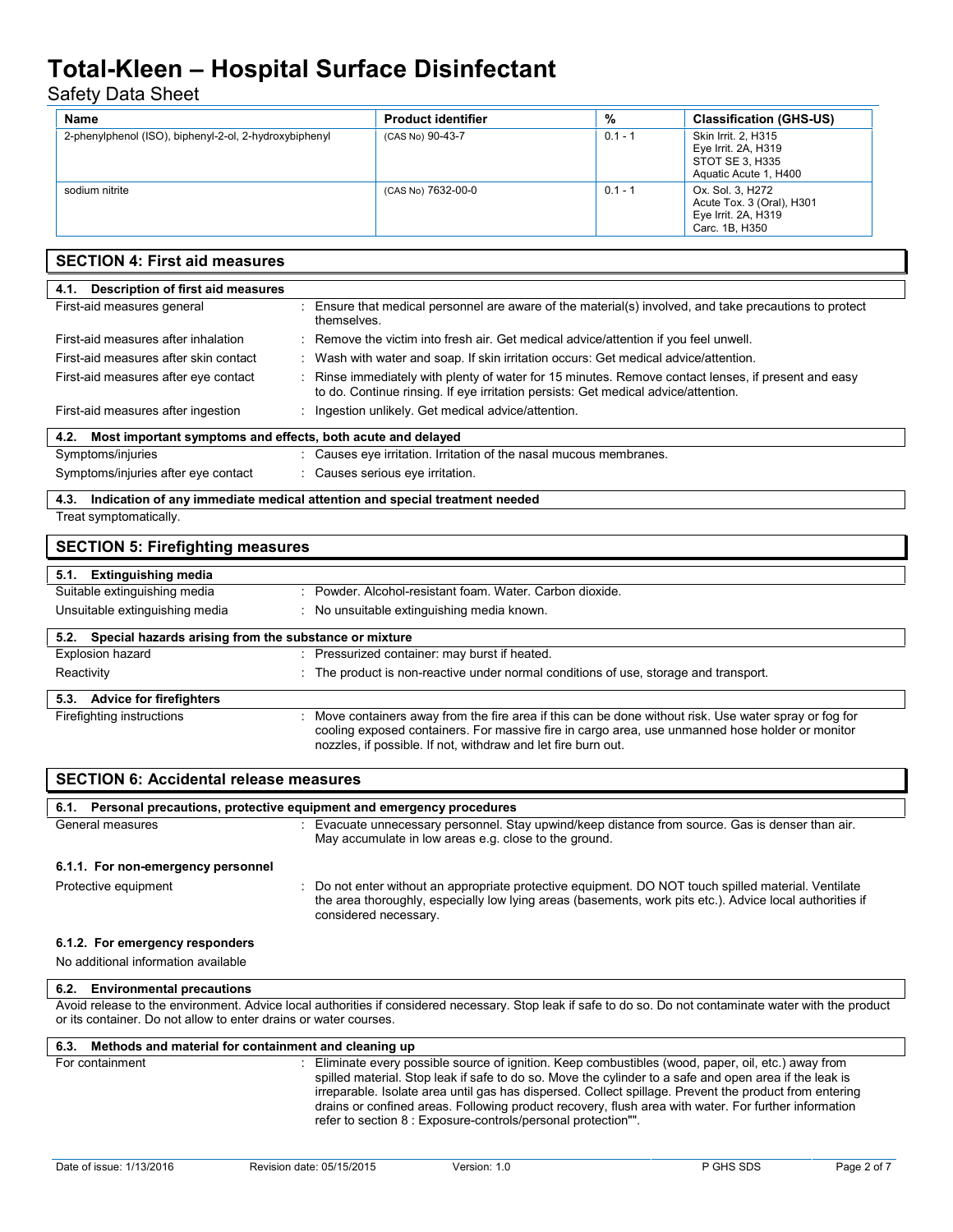| Name | Product identifier | % | Classification (GHS-US) |
|---|---|---|---|
| 2-phenylphenol (ISO), biphenyl-2-ol, 2-hydroxybiphenyl | (CAS No) 90-43-7 | 0.1 - 1 | Skin Irrit. 2, H315<br>Eye Irrit. 2A, H319<br>STOT SE 3, H335<br>Aquatic Acute 1, H400 |
| sodium nitrite | (CAS No) 7632-00-0 | 0.1 - 1 | Ox. Sol. 3, H272<br>Acute Tox. 3 (Oral), H301<br>Eye Irrit. 2A, H319<br>Carc. 1B, H350 |

## SECTION 4: First aid measures

### 4.1. Description of first aid measures

| | |
|---|---|
| First-aid measures general | : Ensure that medical personnel are aware of the material(s) involved, and take precautions to protect themselves. |
| First-aid measures after inhalation | : Remove the victim into fresh air. Get medical advice/attention if you feel unwell. |
| First-aid measures after skin contact | : Wash with water and soap. If skin irritation occurs: Get medical advice/attention. |
| First-aid measures after eye contact | : Rinse immediately with plenty of water for 15 minutes. Remove contact lenses, if present and easy to do. Continue rinsing. If eye irritation persists: Get medical advice/attention. |
| First-aid measures after ingestion | : Ingestion unlikely. Get medical advice/attention. |

### 4.2. Most important symptoms and effects, both acute and delayed

| | |
|---|---|
| Symptoms/injuries | : Causes eye irritation. Irritation of the nasal mucous membranes. |
| Symptoms/injuries after eye contact | : Causes serious eye irritation. |

### 4.3. Indication of any immediate medical attention and special treatment needed

Treat symptomatically.

## SECTION 5: Firefighting measures

### 5.1. Extinguishing media

| | |
|---|---|
| Suitable extinguishing media | : Powder. Alcohol-resistant foam. Water. Carbon dioxide. |
| Unsuitable extinguishing media | : No unsuitable extinguishing media known. |

### 5.2. Special hazards arising from the substance or mixture

| | |
|---|---|
| Explosion hazard | : Pressurized container: may burst if heated. |
| Reactivity | : The product is non-reactive under normal conditions of use, storage and transport. |

### 5.3. Advice for firefighters

| | |
|---|---|
| Firefighting instructions | : Move containers away from the fire area if this can be done without risk. Use water spray or fog for cooling exposed containers. For massive fire in cargo area, use unmanned hose holder or monitor nozzles, if possible. If not, withdraw and let fire burn out. |

## SECTION 6: Accidental release measures

### 6.1. Personal precautions, protective equipment and emergency procedures

| | |
|---|---|
| General measures | : Evacuate unnecessary personnel. Stay upwind/keep distance from source. Gas is denser than air. May accumulate in low areas e.g. close to the ground. |

#### 6.1.1. For non-emergency personnel

| | |
|---|---|
| Protective equipment | : Do not enter without an appropriate protective equipment. DO NOT touch spilled material. Ventilate the area thoroughly, especially low lying areas (basements, work pits etc.). Advice local authorities if considered necessary. |

#### 6.1.2. For emergency responders

No additional information available

### 6.2. Environmental precautions

Avoid release to the environment. Advice local authorities if considered necessary. Stop leak if safe to do so. Do not contaminate water with the product or its container. Do not allow to enter drains or water courses.

### 6.3. Methods and material for containment and cleaning up

| | |
|---|---|
| For containment | : Eliminate every possible source of ignition. Keep combustibles (wood, paper, oil, etc.) away from spilled material. Stop leak if safe to do so. Move the cylinder to a safe and open area if the leak is irreparable. Isolate area until gas has dispersed. Collect spillage. Prevent the product from entering drains or confined areas. Following product recovery, flush area with water. For further information refer to section 8 : Exposure-controls/personal protection"". |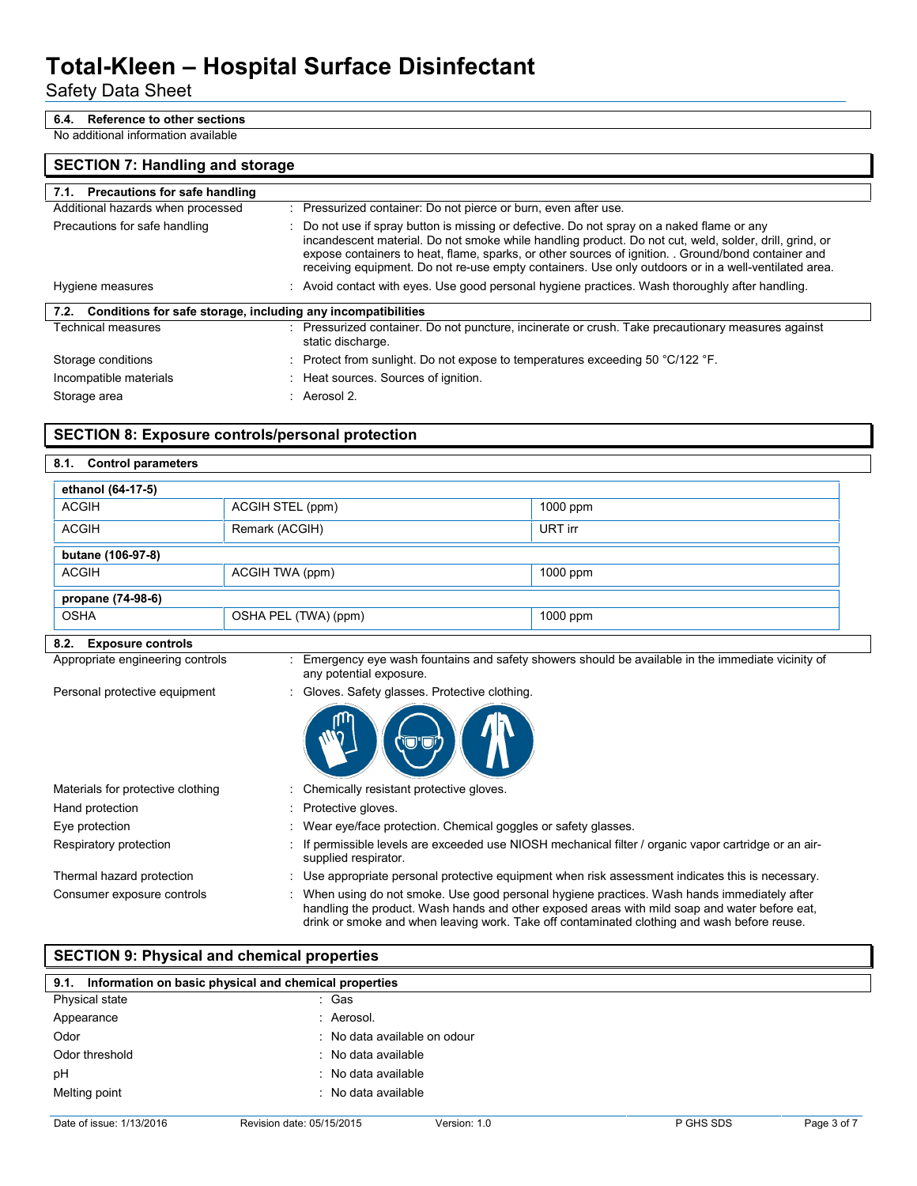### 6.4. Reference to other sections

No additional information available

## SECTION 7: Handling and storage

### 7.1. Precautions for safe handling

| | |
|---|---|
| Additional hazards when processed | : Pressurized container: Do not pierce or burn, even after use. |
| Precautions for safe handling | : Do not use if spray button is missing or defective. Do not spray on a naked flame or any incandescent material. Do not smoke while handling product. Do not cut, weld, solder, drill, grind, or expose containers to heat, flame, sparks, or other sources of ignition. . Ground/bond container and receiving equipment. Do not re-use empty containers. Use only outdoors or in a well-ventilated area. |
| Hygiene measures | : Avoid contact with eyes. Use good personal hygiene practices. Wash thoroughly after handling. |

### 7.2. Conditions for safe storage, including any incompatibilities

| | |
|---|---|
| Technical measures | : Pressurized container. Do not puncture, incinerate or crush. Take precautionary measures against static discharge. |
| Storage conditions | : Protect from sunlight. Do not expose to temperatures exceeding 50 °C/122 °F. |
| Incompatible materials | : Heat sources. Sources of ignition. |
| Storage area | : Aerosol 2. |

## SECTION 8: Exposure controls/personal protection

### 8.1. Control parameters

| ethanol (64-17-5) | | |
|---|---|---|
| ACGIH | ACGIH STEL (ppm) | 1000 ppm |
| ACGIH | Remark (ACGIH) | URT irr |

| butane (106-97-8) | | |
|---|---|---|
| ACGIH | ACGIH TWA (ppm) | 1000 ppm |

| propane (74-98-6) | | |
|---|---|---|
| OSHA | OSHA PEL (TWA) (ppm) | 1000 ppm |

### 8.2. Exposure controls

| | |
|---|---|
| Appropriate engineering controls | : Emergency eye wash fountains and safety showers should be available in the immediate vicinity of any potential exposure. |
| Personal protective equipment | : Gloves. Safety glasses. Protective clothing. |
| Materials for protective clothing | : Chemically resistant protective gloves. |
| Hand protection | : Protective gloves. |
| Eye protection | : Wear eye/face protection. Chemical goggles or safety glasses. |
| Respiratory protection | : If permissible levels are exceeded use NIOSH mechanical filter / organic vapor cartridge or an air-supplied respirator. |
| Thermal hazard protection | : Use appropriate personal protective equipment when risk assessment indicates this is necessary. |
| Consumer exposure controls | : When using do not smoke. Use good personal hygiene practices. Wash hands immediately after handling the product. Wash hands and other exposed areas with mild soap and water before eat, drink or smoke and when leaving work. Take off contaminated clothing and wash before reuse. |

## SECTION 9: Physical and chemical properties

### 9.1. Information on basic physical and chemical properties

| | |
|---|---|
| Physical state | : Gas |
| Appearance | : Aerosol. |
| Odor | : No data available on odour |
| Odor threshold | : No data available |
| pH | : No data available |
| Melting point | : No data available |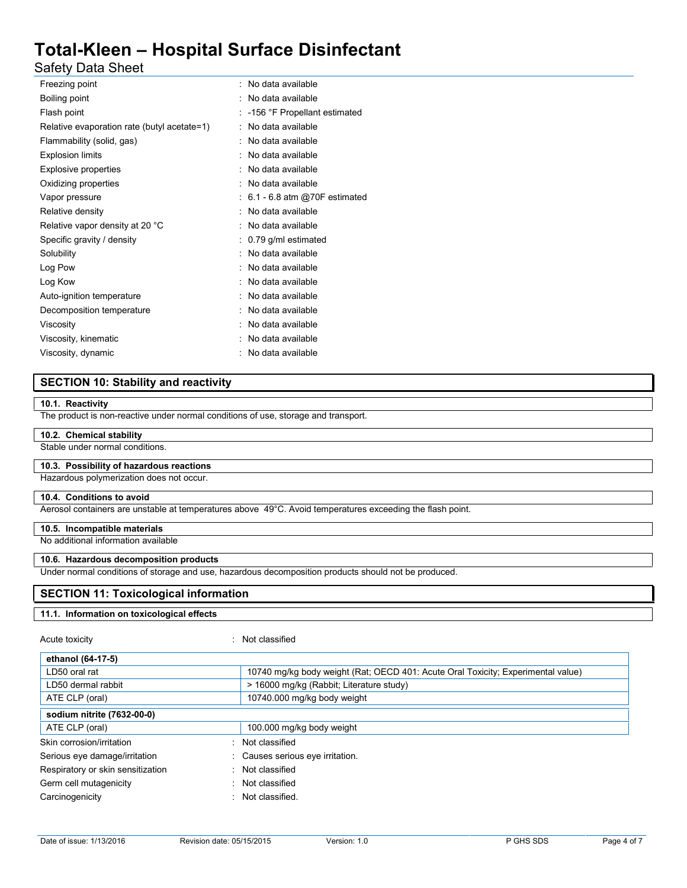| | |
|---|---|
| Freezing point | : No data available |
| Boiling point | : No data available |
| Flash point | : -156 °F Propellant estimated |
| Relative evaporation rate (butyl acetate=1) | : No data available |
| Flammability (solid, gas) | : No data available |
| Explosion limits | : No data available |
| Explosive properties | : No data available |
| Oxidizing properties | : No data available |
| Vapor pressure | : 6.1 - 6.8 atm @70F estimated |
| Relative density | : No data available |
| Relative vapor density at 20 °C | : No data available |
| Specific gravity / density | : 0.79 g/ml estimated |
| Solubility | : No data available |
| Log Pow | : No data available |
| Log Kow | : No data available |
| Auto-ignition temperature | : No data available |
| Decomposition temperature | : No data available |
| Viscosity | : No data available |
| Viscosity, kinematic | : No data available |
| Viscosity, dynamic | : No data available |

## SECTION 10: Stability and reactivity

### 10.1. Reactivity

The product is non-reactive under normal conditions of use, storage and transport.

### 10.2. Chemical stability

Stable under normal conditions.

### 10.3. Possibility of hazardous reactions

Hazardous polymerization does not occur.

### 10.4. Conditions to avoid

Aerosol containers are unstable at temperatures above 49°C. Avoid temperatures exceeding the flash point.

### 10.5. Incompatible materials

No additional information available

### 10.6. Hazardous decomposition products

Under normal conditions of storage and use, hazardous decomposition products should not be produced.

## SECTION 11: Toxicological information

### 11.1. Information on toxicological effects

Acute toxicity : Not classified

| ethanol (64-17-5) | |
|---|---|
| LD50 oral rat | 10740 mg/kg body weight (Rat; OECD 401: Acute Oral Toxicity; Experimental value) |
| LD50 dermal rabbit | > 16000 mg/kg (Rabbit; Literature study) |
| ATE CLP (oral) | 10740.000 mg/kg body weight |
| **sodium nitrite (7632-00-0)** | |
| ATE CLP (oral) | 100.000 mg/kg body weight |

| | |
|---|---|
| Skin corrosion/irritation | : Not classified |
| Serious eye damage/irritation | : Causes serious eye irritation. |
| Respiratory or skin sensitization | : Not classified |
| Germ cell mutagenicity | : Not classified |
| Carcinogenicity | : Not classified. |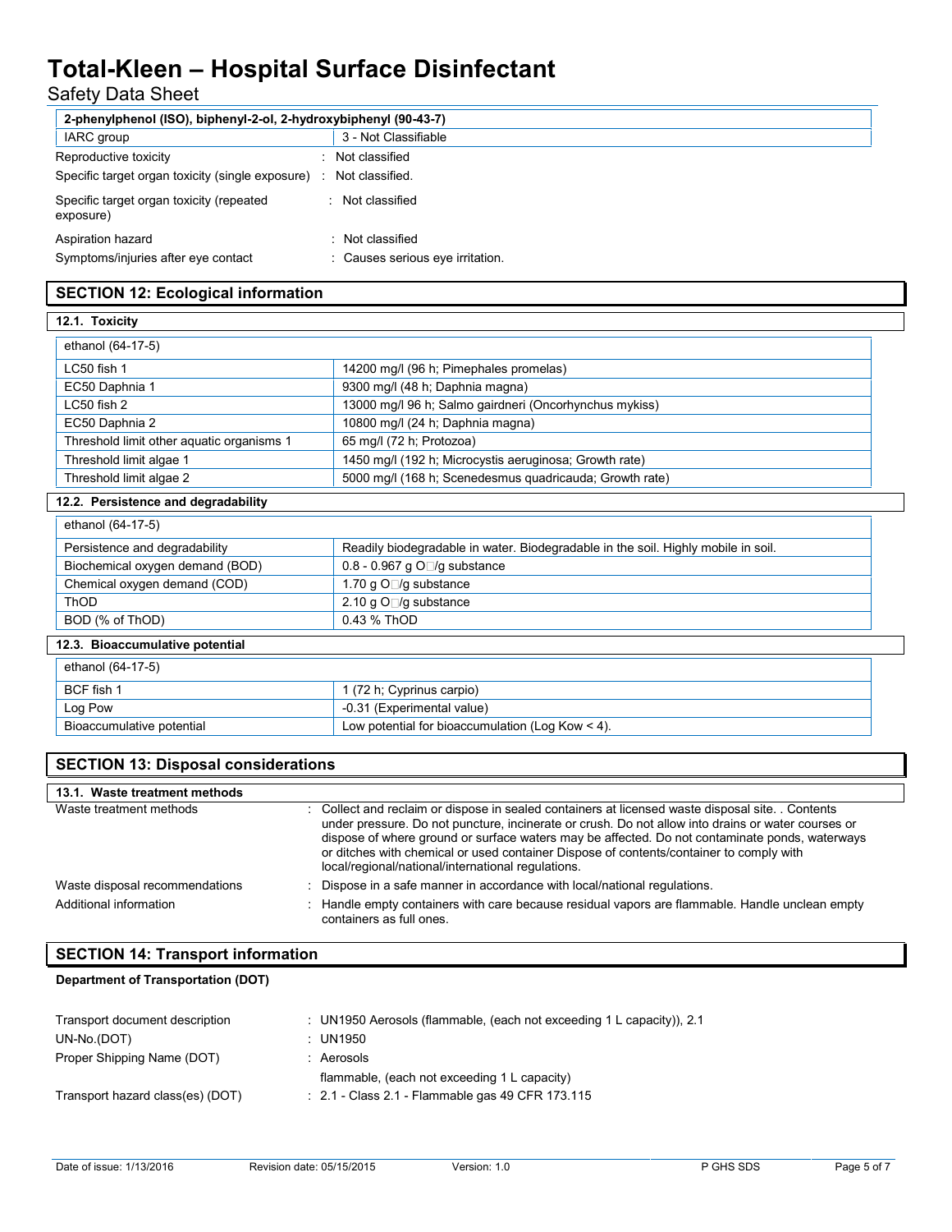| 2-phenylphenol (ISO), biphenyl-2-ol, 2-hydroxybiphenyl (90-43-7) | |
|---|---|
| IARC group | 3 - Not Classifiable |

Reproductive toxicity : Not classified

Specific target organ toxicity (single exposure) : Not classified.

Specific target organ toxicity (repeated exposure) : Not classified

Aspiration hazard : Not classified

Symptoms/injuries after eye contact : Causes serious eye irritation.

## SECTION 12: Ecological information

### 12.1. Toxicity

| ethanol (64-17-5) | |
|---|---|
| LC50 fish 1 | 14200 mg/l (96 h; Pimephales promelas) |
| EC50 Daphnia 1 | 9300 mg/l (48 h; Daphnia magna) |
| LC50 fish 2 | 13000 mg/l 96 h; Salmo gairdneri (Oncorhynchus mykiss) |
| EC50 Daphnia 2 | 10800 mg/l (24 h; Daphnia magna) |
| Threshold limit other aquatic organisms 1 | 65 mg/l (72 h; Protozoa) |
| Threshold limit algae 1 | 1450 mg/l (192 h; Microcystis aeruginosa; Growth rate) |
| Threshold limit algae 2 | 5000 mg/l (168 h; Scenedesmus quadricauda; Growth rate) |

### 12.2. Persistence and degradability

| ethanol (64-17-5) | |
|---|---|
| Persistence and degradability | Readily biodegradable in water. Biodegradable in the soil. Highly mobile in soil. |
| Biochemical oxygen demand (BOD) | 0.8 - 0.967 g $O_2$/g substance |
| Chemical oxygen demand (COD) | 1.70 g $O_2$/g substance |
| ThOD | 2.10 g $O_2$/g substance |
| BOD (% of ThOD) | 0.43 % ThOD |

### 12.3. Bioaccumulative potential

| ethanol (64-17-5) | |
|---|---|
| BCF fish 1 | 1 (72 h; Cyprinus carpio) |
| Log Pow | -0.31 (Experimental value) |
| Bioaccumulative potential | Low potential for bioaccumulation (Log Kow < 4). |

## SECTION 13: Disposal considerations

### 13.1. Waste treatment methods

Waste treatment methods : Collect and reclaim or dispose in sealed containers at licensed waste disposal site. . Contents under pressure. Do not puncture, incinerate or crush. Do not allow into drains or water courses or dispose of where ground or surface waters may be affected. Do not contaminate ponds, waterways or ditches with chemical or used container Dispose of contents/container to comply with local/regional/national/international regulations.

Waste disposal recommendations : Dispose in a safe manner in accordance with local/national regulations.

Additional information : Handle empty containers with care because residual vapors are flammable. Handle unclean empty containers as full ones.

## SECTION 14: Transport information

**Department of Transportation (DOT)**

Transport document description : UN1950 Aerosols (flammable, (each not exceeding 1 L capacity)), 2.1

UN-No.(DOT) : UN1950

Proper Shipping Name (DOT) : Aerosols
flammable, (each not exceeding 1 L capacity)

Transport hazard class(es) (DOT) : 2.1 - Class 2.1 - Flammable gas 49 CFR 173.115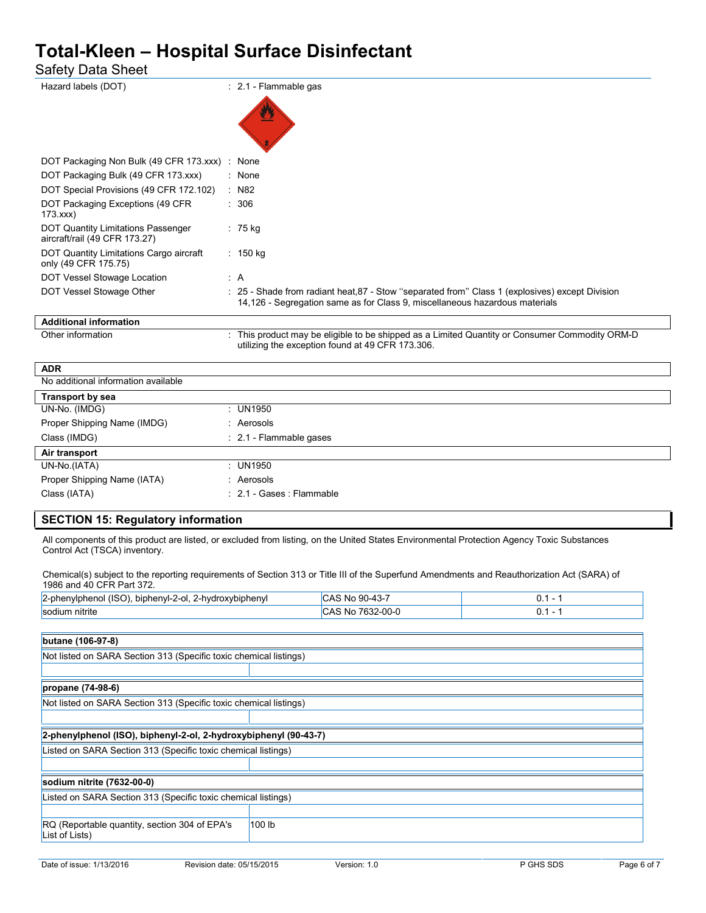| | |
|---|---|
| Hazard labels (DOT) | : 2.1 - Flammable gas |
| DOT Packaging Non Bulk (49 CFR 173.xxx) | : None |
| DOT Packaging Bulk (49 CFR 173.xxx) | : None |
| DOT Special Provisions (49 CFR 172.102) | : N82 |
| DOT Packaging Exceptions (49 CFR 173.xxx) | : 306 |
| DOT Quantity Limitations Passenger aircraft/rail (49 CFR 173.27) | : 75 kg |
| DOT Quantity Limitations Cargo aircraft only (49 CFR 175.75) | : 150 kg |
| DOT Vessel Stowage Location | : A |
| DOT Vessel Stowage Other | : 25 - Shade from radiant heat,87 - Stow "separated from" Class 1 (explosives) except Division 14,126 - Segregation same as for Class 9, miscellaneous hazardous materials |

**Additional information**

| | |
|---|---|
| Other information | : This product may be eligible to be shipped as a Limited Quantity or Consumer Commodity ORM-D utilizing the exception found at 49 CFR 173.306. |

**ADR**

No additional information available

**Transport by sea**

| | |
|---|---|
| UN-No. (IMDG) | : UN1950 |
| Proper Shipping Name (IMDG) | : Aerosols |
| Class (IMDG) | : 2.1 - Flammable gases |

**Air transport**

| | |
|---|---|
| UN-No.(IATA) | : UN1950 |
| Proper Shipping Name (IATA) | : Aerosols |
| Class (IATA) | : 2.1 - Gases : Flammable |

## SECTION 15: Regulatory information

All components of this product are listed, or excluded from listing, on the United States Environmental Protection Agency Toxic Substances Control Act (TSCA) inventory.

Chemical(s) subject to the reporting requirements of Section 313 or Title III of the Superfund Amendments and Reauthorization Act (SARA) of 1986 and 40 CFR Part 372.

| | | |
|---|---|---|
| 2-phenylphenol (ISO), biphenyl-2-ol, 2-hydroxybiphenyl | CAS No 90-43-7 | 0.1 - 1 |
| sodium nitrite | CAS No 7632-00-0 | 0.1 - 1 |

| **butane (106-97-8)** | |
|---|---|
| Not listed on SARA Section 313 (Specific toxic chemical listings) | |
| | |

| **propane (74-98-6)** | |
|---|---|
| Not listed on SARA Section 313 (Specific toxic chemical listings) | |
| | |

| **2-phenylphenol (ISO), biphenyl-2-ol, 2-hydroxybiphenyl (90-43-7)** | |
|---|---|
| Listed on SARA Section 313 (Specific toxic chemical listings) | |
| | |

| **sodium nitrite (7632-00-0)** | |
|---|---|
| Listed on SARA Section 313 (Specific toxic chemical listings) | |
| | |
| RQ (Reportable quantity, section 304 of EPA's List of Lists) | 100 lb |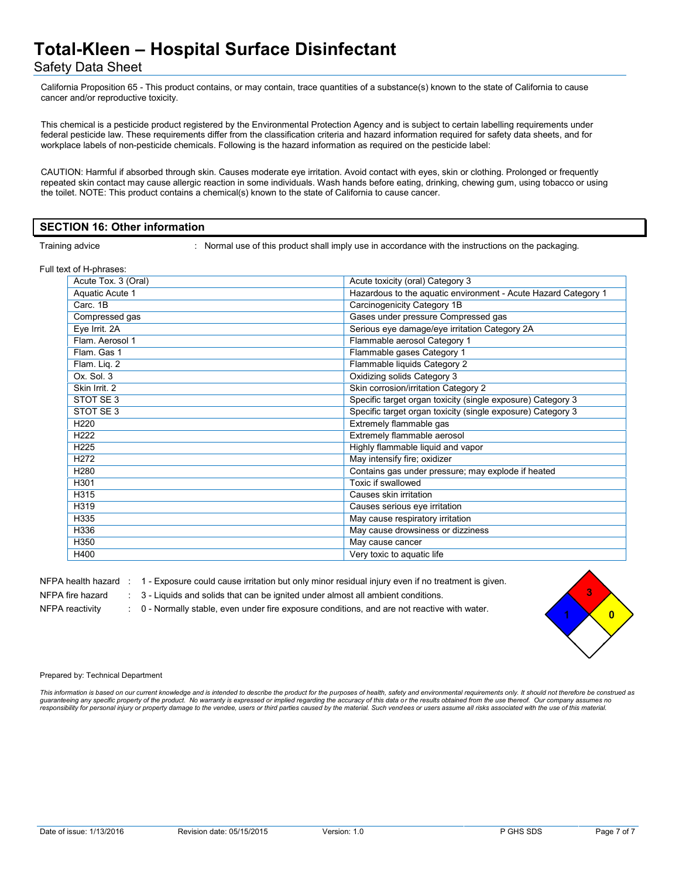California Proposition 65 - This product contains, or may contain, trace quantities of a substance(s) known to the state of California to cause cancer and/or reproductive toxicity.

This chemical is a pesticide product registered by the Environmental Protection Agency and is subject to certain labelling requirements under federal pesticide law. These requirements differ from the classification criteria and hazard information required for safety data sheets, and for workplace labels of non-pesticide chemicals. Following is the hazard information as required on the pesticide label:

CAUTION: Harmful if absorbed through skin. Causes moderate eye irritation. Avoid contact with eyes, skin or clothing. Prolonged or frequently repeated skin contact may cause allergic reaction in some individuals. Wash hands before eating, drinking, chewing gum, using tobacco or using the toilet. NOTE: This product contains a chemical(s) known to the state of California to cause cancer.

## SECTION 16: Other information

Training advice : Normal use of this product shall imply use in accordance with the instructions on the packaging.

Full text of H-phrases:

| | |
|---|---|
| Acute Tox. 3 (Oral) | Acute toxicity (oral) Category 3 |
| Aquatic Acute 1 | Hazardous to the aquatic environment - Acute Hazard Category 1 |
| Carc. 1B | Carcinogenicity Category 1B |
| Compressed gas | Gases under pressure Compressed gas |
| Eye Irrit. 2A | Serious eye damage/eye irritation Category 2A |
| Flam. Aerosol 1 | Flammable aerosol Category 1 |
| Flam. Gas 1 | Flammable gases Category 1 |
| Flam. Liq. 2 | Flammable liquids Category 2 |
| Ox. Sol. 3 | Oxidizing solids Category 3 |
| Skin Irrit. 2 | Skin corrosion/irritation Category 2 |
| STOT SE 3 | Specific target organ toxicity (single exposure) Category 3 |
| STOT SE 3 | Specific target organ toxicity (single exposure) Category 3 |
| H220 | Extremely flammable gas |
| H222 | Extremely flammable aerosol |
| H225 | Highly flammable liquid and vapor |
| H272 | May intensify fire; oxidizer |
| H280 | Contains gas under pressure; may explode if heated |
| H301 | Toxic if swallowed |
| H315 | Causes skin irritation |
| H319 | Causes serious eye irritation |
| H335 | May cause respiratory irritation |
| H336 | May cause drowsiness or dizziness |
| H350 | May cause cancer |
| H400 | Very toxic to aquatic life |

NFPA health hazard : 1 - Exposure could cause irritation but only minor residual injury even if no treatment is given.

NFPA fire hazard : 3 - Liquids and solids that can be ignited under almost all ambient conditions.

NFPA reactivity : 0 - Normally stable, even under fire exposure conditions, and are not reactive with water.

3

1 0

Prepared by: Technical Department

*This information is based on our current knowledge and is intended to describe the product for the purposes of health, safety and environmental requirements only. It should not therefore be construed as guaranteeing any specific property of the product. No warranty is expressed or implied regarding the accuracy of this data or the results obtained from the use thereof. Our company assumes no responsibility for personal injury or property damage to the vendee, users or third parties caused by the material. Such vendees or users assume all risks associated with the use of this material.*